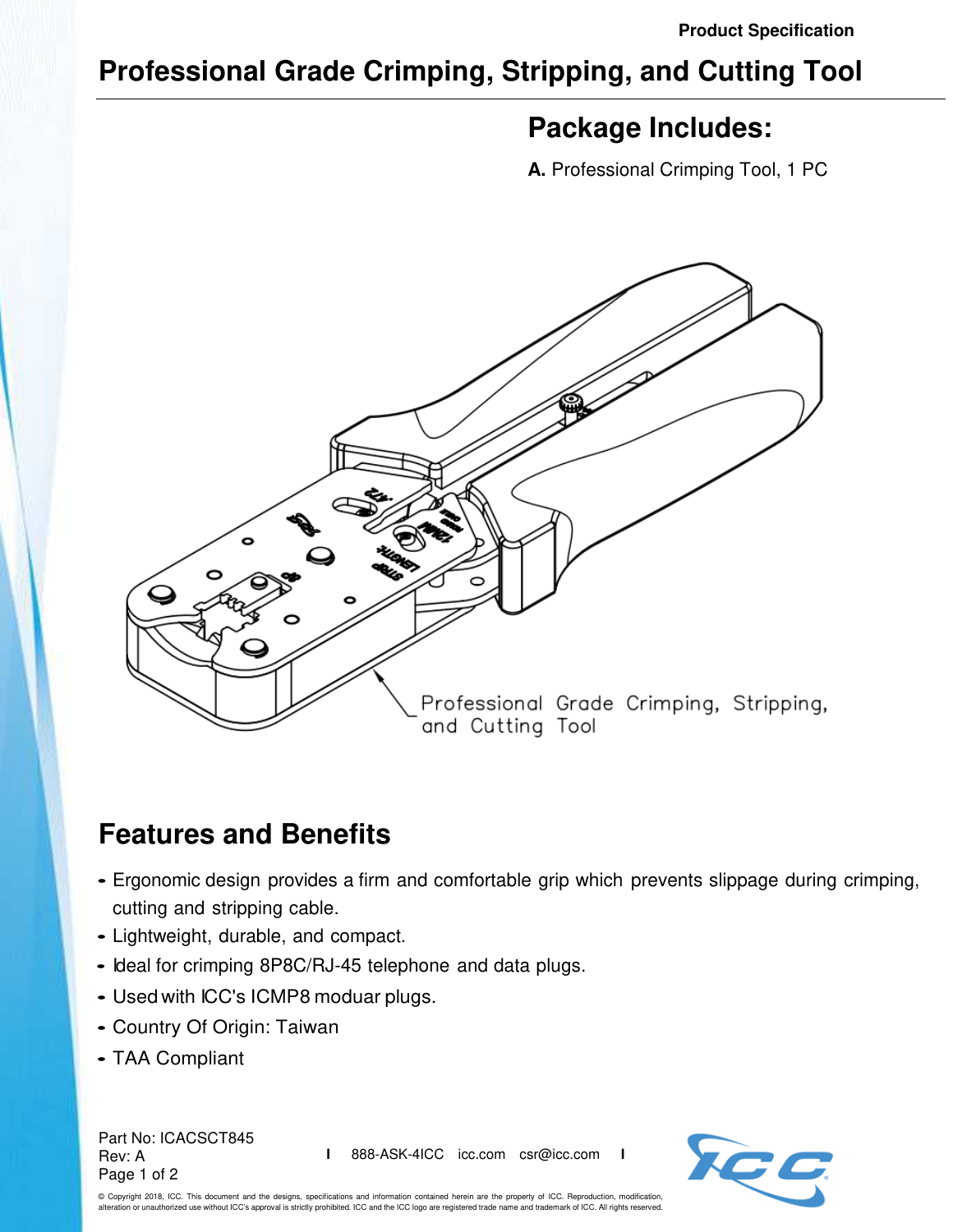Product Specification

# Professional Grade Crimping, Stripping, and Cutting Tool

## Package Includes:

**A.** Professional Crimping Tool, 1 PC

Professional Grade Crimping, Stripping, and Cutting Tool

## Features and Benefits

- Ergonomic design provides a firm and comfortable grip which prevents slippage during crimping, cutting and stripping cable.
- Lightweight, durable, and compact.
- Ideal for crimping 8P8C/RJ-45 telephone and data plugs.
- Used with ICC's ICMP8 moduar plugs.
- Country Of Origin: Taiwan
- TAA Compliant

Part No: ICACSCT845
Rev: A

888-ASK-4ICC icc.com csr@icc.com

© Copyright 2018, ICC. This document and the designs, specifications and information contained herein are the property of ICC. Reproduction, modification, alteration or unauthorized use without ICC's approval is strictly prohibited. ICC and the ICC logo are registered trade name and trademark of ICC. All rights reserved.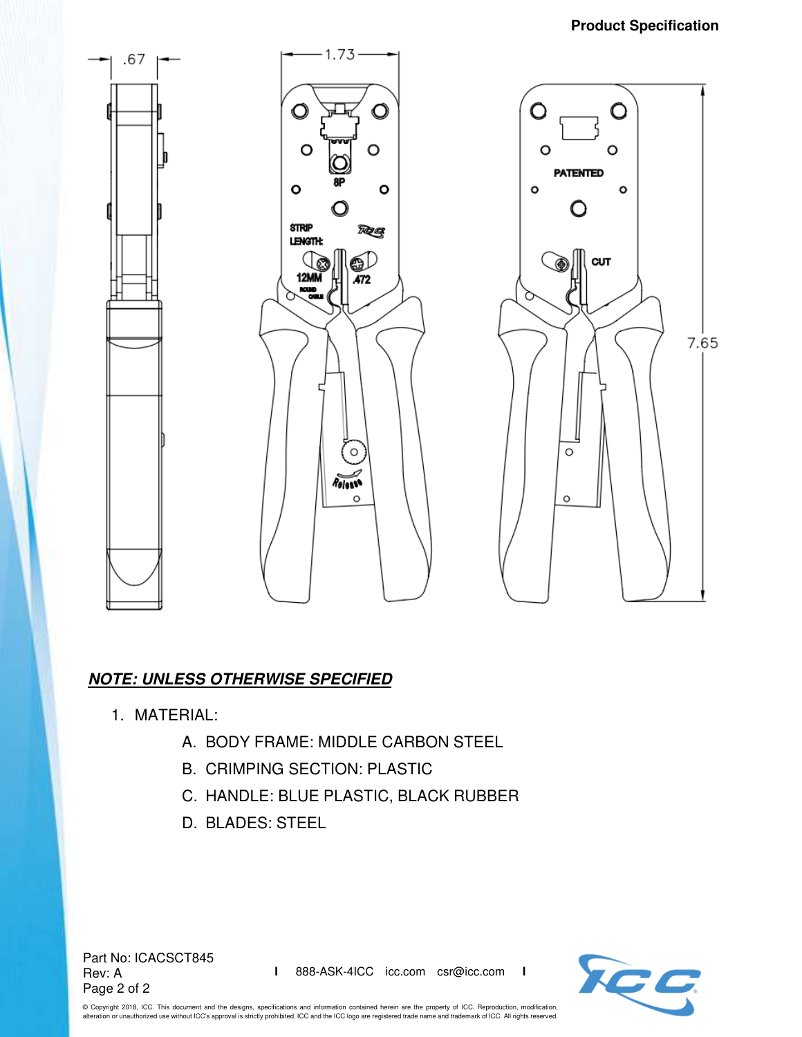**Product Specification**

.67

1.73

7.65

8P

STRIP LENGTH:

12MM

ROUND CABLE

.472

PATENTED

CUT

Release

***NOTE: UNLESS OTHERWISE SPECIFIED***

1. MATERIAL:
   - A. BODY FRAME: MIDDLE CARBON STEEL
   - B. CRIMPING SECTION: PLASTIC
   - C. HANDLE: BLUE PLASTIC, BLACK RUBBER
   - D. BLADES: STEEL

Part No: ICACSCT845
Rev: A

888-ASK-4ICC icc.com csr@icc.com

© Copyright 2018, ICC. This document and the designs, specifications and information contained herein are the property of ICC. Reproduction, modification, alteration or unauthorized use without ICC's approval is strictly prohibited. ICC and the ICC logo are registered trade name and trademark of ICC. All rights reserved.